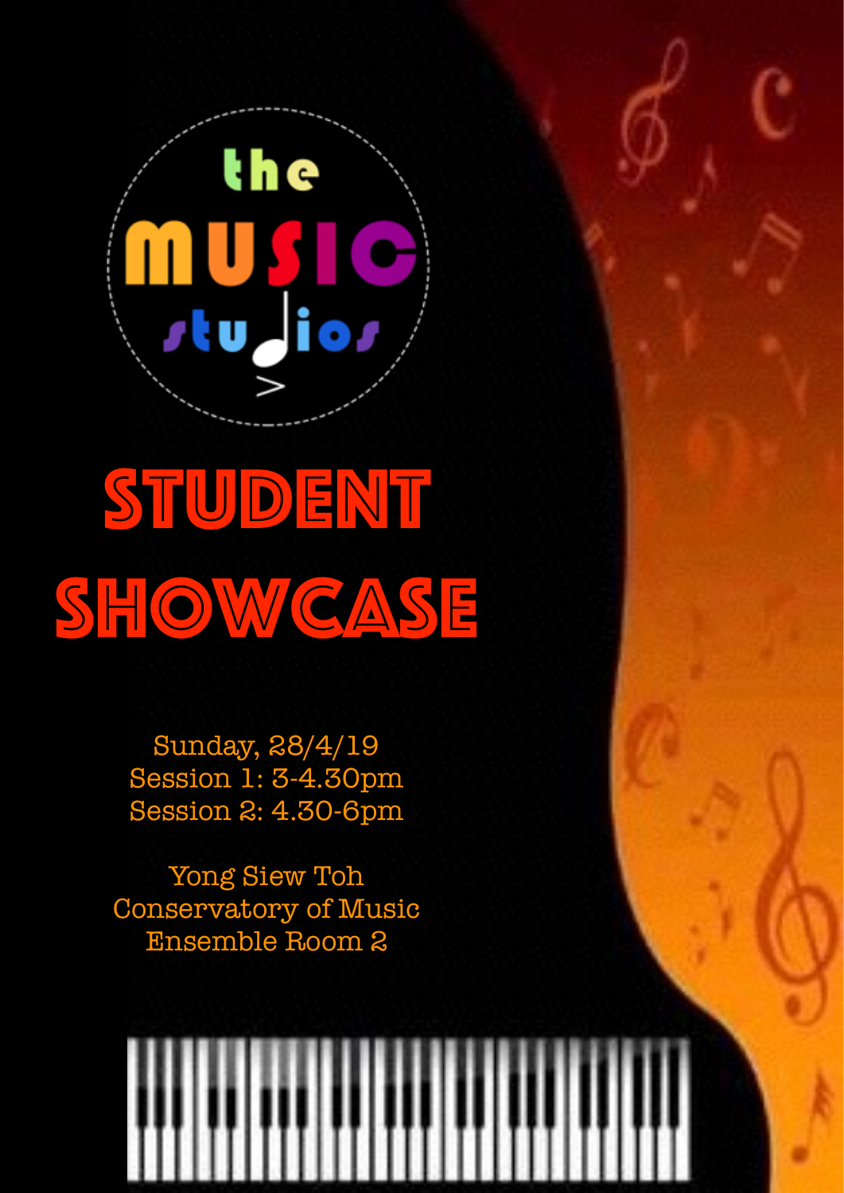the MUSIC studios

# STUDENT SHOWCASE

Sunday, 28/4/19
Session 1: 3-4.30pm
Session 2: 4.30-6pm

Yong Siew Toh
Conservatory of Music
Ensemble Room 2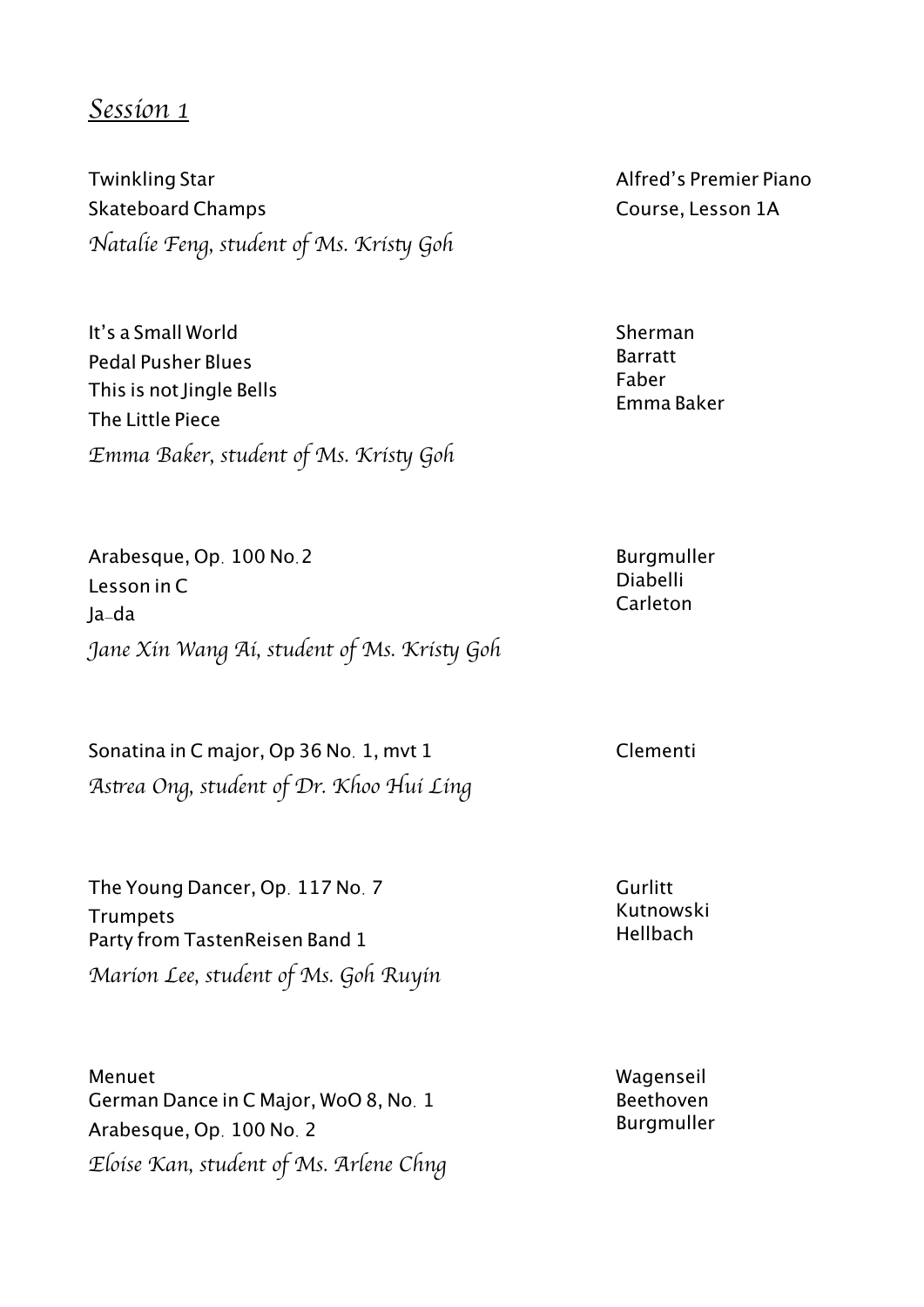## *Session 1*

Twinkling Star
Skateboard Champs — Alfred's Premier Piano Course, Lesson 1A
*Natalie Feng, student of Ms. Kristy Goh*

It's a Small World — Sherman
Pedal Pusher Blues — Barratt
This is not Jingle Bells — Faber
The Little Piece — Emma Baker
*Emma Baker, student of Ms. Kristy Goh*

Arabesque, Op. 100 No.2 — Burgmuller
Lesson in C — Diabelli
Ja-da — Carleton
*Jane Xin Wang Ai, student of Ms. Kristy Goh*

Sonatina in C major, Op 36 No. 1, mvt 1 — Clementi
*Astrea Ong, student of Dr. Khoo Hui Ling*

The Young Dancer, Op. 117 No. 7 — Gurlitt
Trumpets — Kutnowski
Party from TastenReisen Band 1 — Hellbach
*Marion Lee, student of Ms. Goh Ruyin*

Menuet — Wagenseil
German Dance in C Major, WoO 8, No. 1 — Beethoven
Arabesque, Op. 100 No. 2 — Burgmuller
*Eloise Kan, student of Ms. Arlene Chng*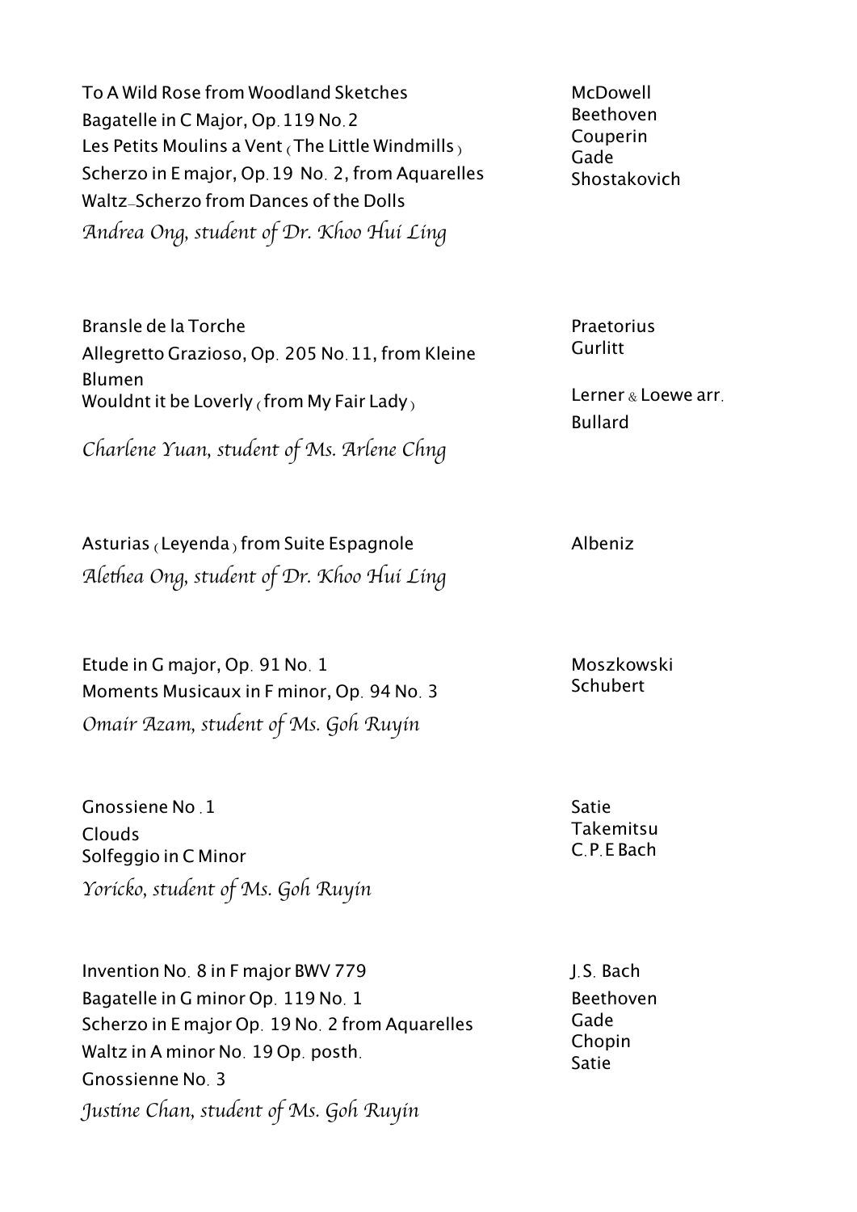| | |
|---|---|
| To A Wild Rose from Woodland Sketches | McDowell |
| Bagatelle in C Major, Op. 119 No. 2 | Beethoven |
| Les Petits Moulins a Vent (The Little Windmills) | Couperin |
| Scherzo in E major, Op. 19 No. 2, from Aquarelles | Gade |
| Waltz–Scherzo from Dances of the Dolls | Shostakovich |

*Andrea Ong, student of Dr. Khoo Hui Ling*

| | |
|---|---|
| Bransle de la Torche | Praetorius |
| Allegretto Grazioso, Op. 205 No. 11, from Kleine Blumen | Gurlitt |
| Wouldnt it be Loverly (from My Fair Lady) | Lerner & Loewe arr. Bullard |

*Charlene Yuan, student of Ms. Arlene Chng*

| | |
|---|---|
| Asturias (Leyenda) from Suite Espagnole | Albeniz |

*Alethea Ong, student of Dr. Khoo Hui Ling*

| | |
|---|---|
| Etude in G major, Op. 91 No. 1 | Moszkowski |
| Moments Musicaux in F minor, Op. 94 No. 3 | Schubert |

*Omair Azam, student of Ms. Goh Ruyin*

| | |
|---|---|
| Gnossiene No. 1 | Satie |
| Clouds | Takemitsu |
| Solfeggio in C Minor | C. P. E Bach |

*Yoricko, student of Ms. Goh Ruyin*

| | |
|---|---|
| Invention No. 8 in F major BWV 779 | J. S. Bach |
| Bagatelle in G minor Op. 119 No. 1 | Beethoven |
| Scherzo in E major Op. 19 No. 2 from Aquarelles | Gade |
| Waltz in A minor No. 19 Op. posth. | Chopin |
| Gnossienne No. 3 | Satie |

*Justine Chan, student of Ms. Goh Ruyin*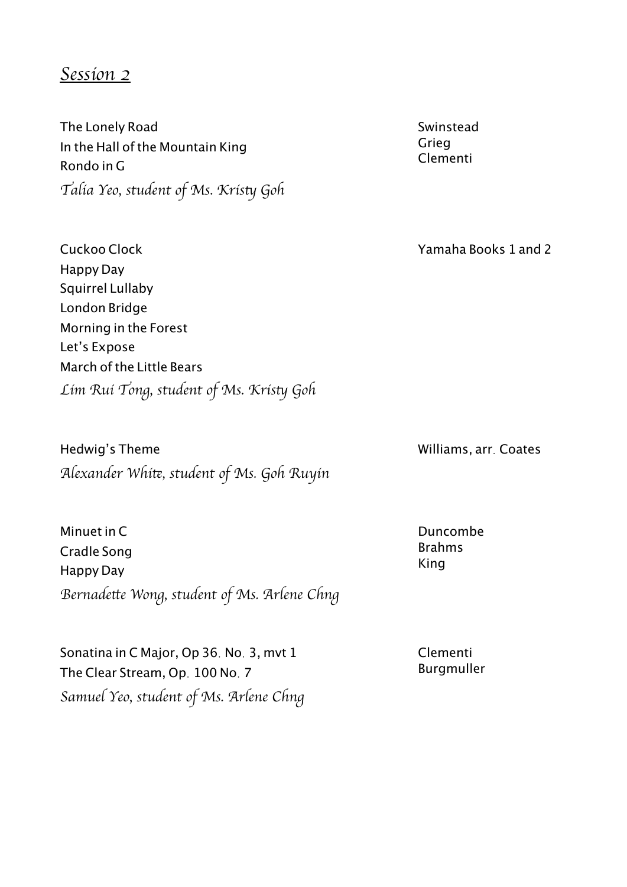## *Session 2*

The Lonely Road — Swinstead
In the Hall of the Mountain King — Grieg
Rondo in G — Clementi
*Talia Yeo, student of Ms. Kristy Goh*

Cuckoo Clock — Yamaha Books 1 and 2
Happy Day
Squirrel Lullaby
London Bridge
Morning in the Forest
Let's Expose
March of the Little Bears
*Lim Rui Tong, student of Ms. Kristy Goh*

Hedwig's Theme — Williams, arr. Coates
*Alexander White, student of Ms. Goh Ruyin*

Minuet in C — Duncombe
Cradle Song — Brahms
Happy Day — King
*Bernadette Wong, student of Ms. Arlene Chng*

Sonatina in C Major, Op 36. No. 3, mvt 1 — Clementi
The Clear Stream, Op. 100 No. 7 — Burgmuller
*Samuel Yeo, student of Ms. Arlene Chng*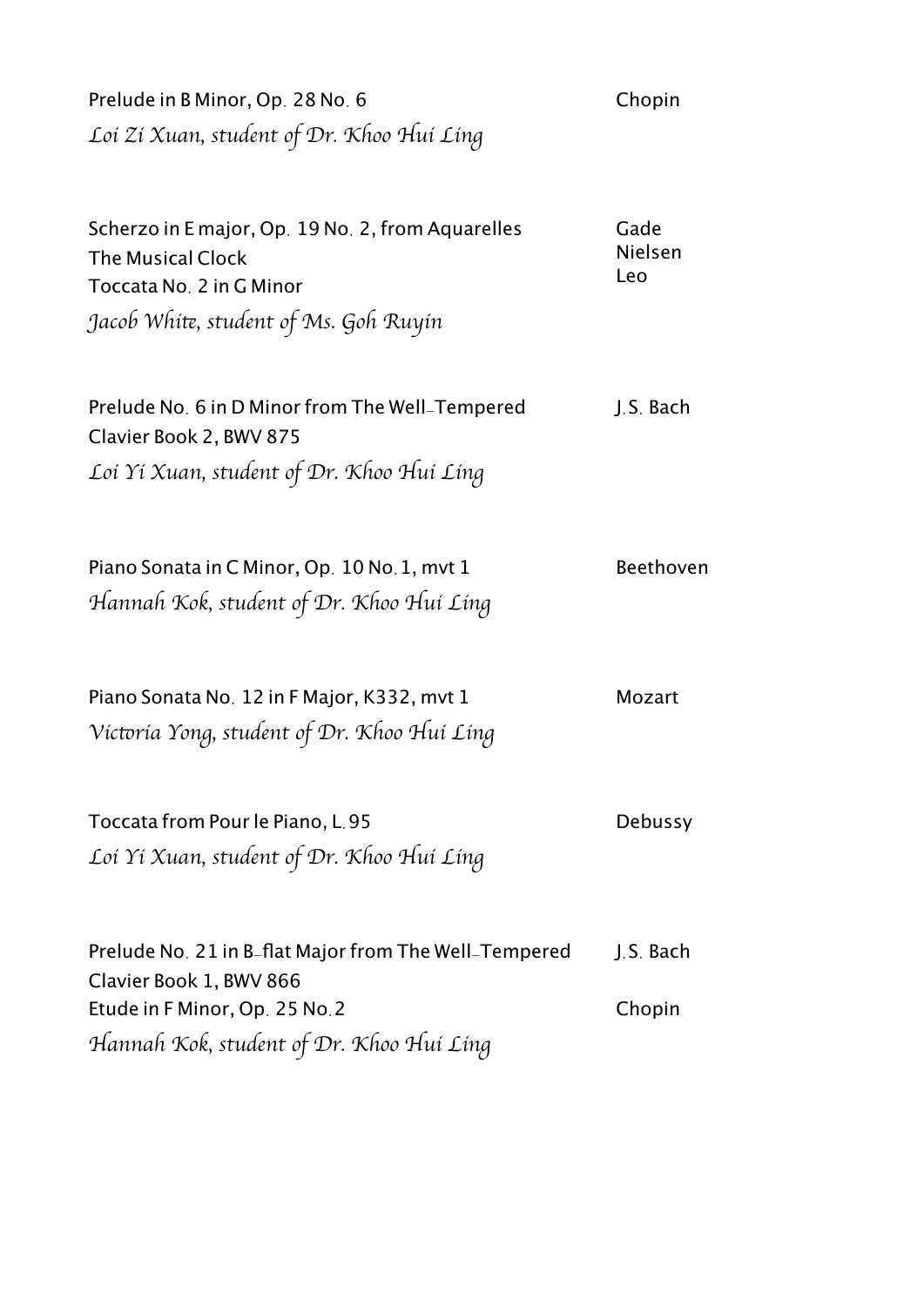Prelude in B Minor, Op. 28 No. 6 — Chopin
*Loi Zi Xuan, student of Dr. Khoo Hui Ling*

Scherzo in E major, Op. 19 No. 2, from Aquarelles — Gade
The Musical Clock — Nielsen
Toccata No. 2 in G Minor — Leo
*Jacob White, student of Ms. Goh Ruyin*

Prelude No. 6 in D Minor from The Well-Tempered Clavier Book 2, BWV 875 — J.S. Bach
*Loi Yi Xuan, student of Dr. Khoo Hui Ling*

Piano Sonata in C Minor, Op. 10 No. 1, mvt 1 — Beethoven
*Hannah Kok, student of Dr. Khoo Hui Ling*

Piano Sonata No. 12 in F Major, K332, mvt 1 — Mozart
*Victoria Yong, student of Dr. Khoo Hui Ling*

Toccata from Pour le Piano, L.95 — Debussy
*Loi Yi Xuan, student of Dr. Khoo Hui Ling*

Prelude No. 21 in B-flat Major from The Well-Tempered Clavier Book 1, BWV 866 — J.S. Bach
Etude in F Minor, Op. 25 No. 2 — Chopin
*Hannah Kok, student of Dr. Khoo Hui Ling*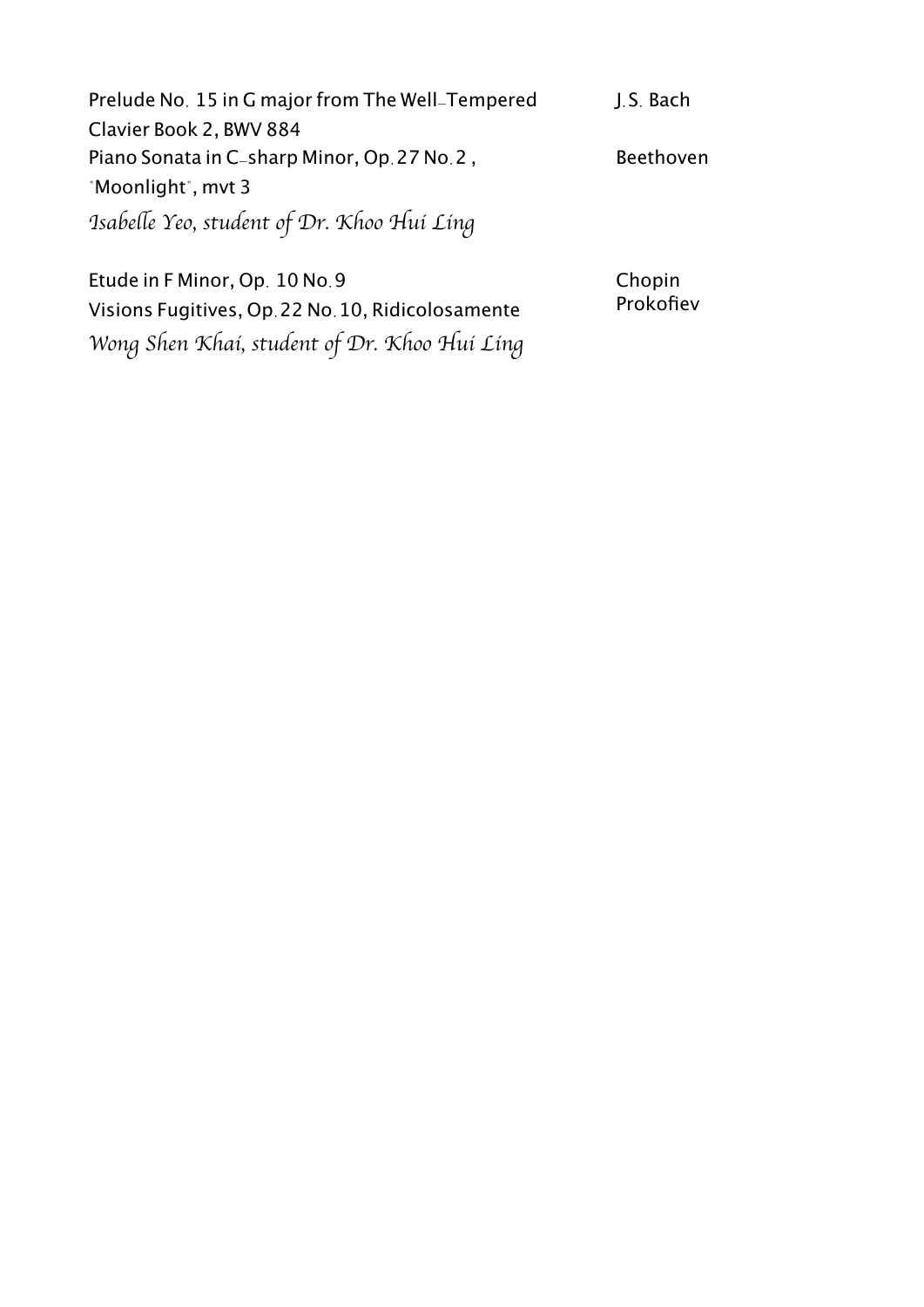| | |
|---|---|
| Prelude No. 15 in G major from The Well–Tempered Clavier Book 2, BWV 884 | J.S. Bach |
| Piano Sonata in C–sharp Minor, Op.27 No.2 , "Moonlight", mvt 3 | Beethoven |

*Isabelle Yeo, student of Dr. Khoo Hui Ling*

| | |
|---|---|
| Etude in F Minor, Op. 10 No.9 | Chopin |
| Visions Fugitives, Op.22 No.10, Ridicolosamente | Prokofiev |

*Wong Shen Khai, student of Dr. Khoo Hui Ling*